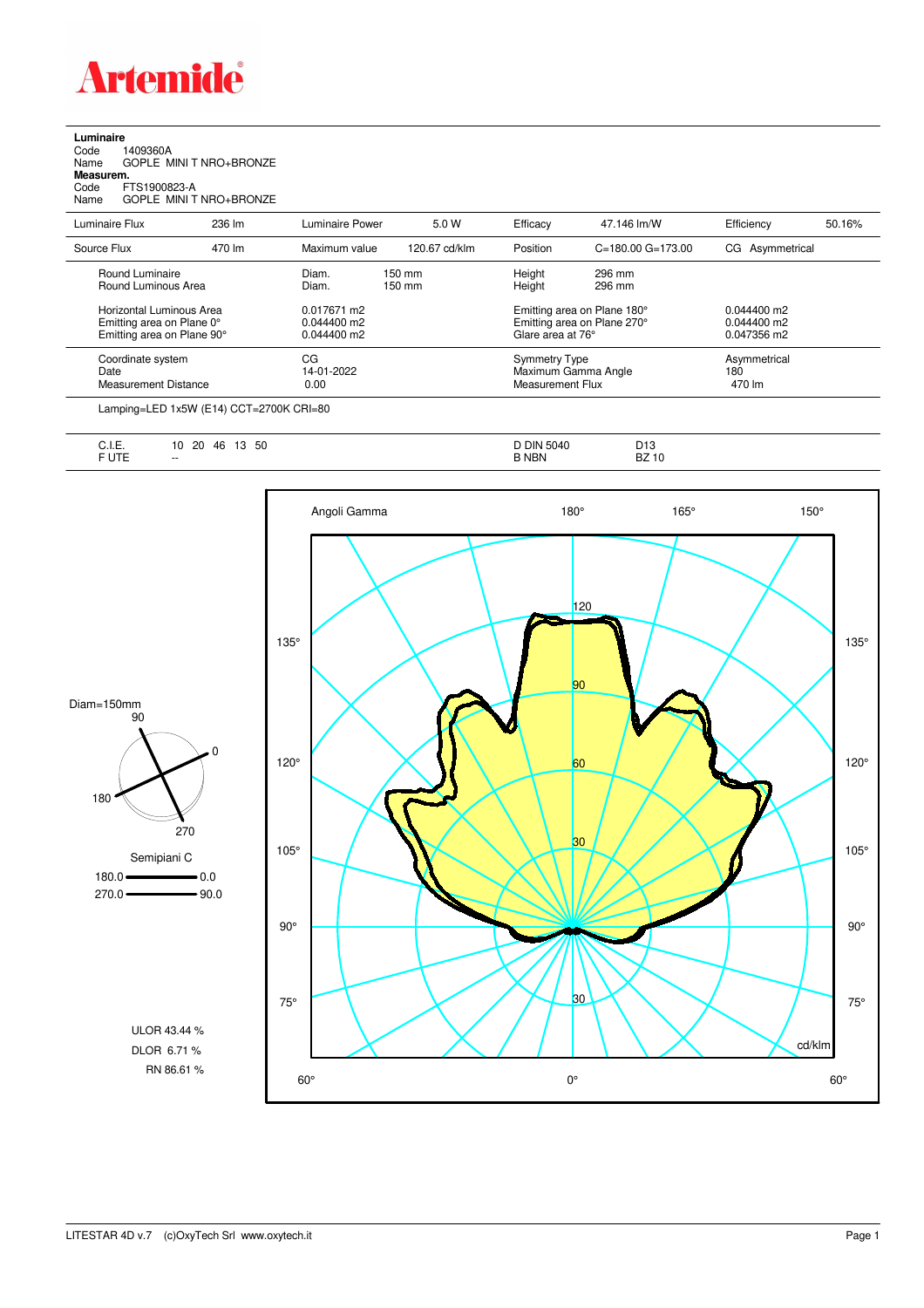Artemide

**Luminaire**
Code 1409360A
Name GOPLE MINI T NRO+BRONZE
**Measurem.**
Code FTS1900823-A
Name GOPLE MINI T NRO+BRONZE

| | | | | | | | |
|---|---|---|---|---|---|---|---|
| Luminaire Flux | 236 lm | Luminaire Power | 5.0 W | Efficacy | 47.146 lm/W | Efficiency | 50.16% |
| Source Flux | 470 lm | Maximum value | 120.67 cd/klm | Position | C=180.00 G=173.00 | CG Asymmetrical | |

| | | | |
|---|---|---|---|
| Round Luminaire | Diam. 150 mm | Height 296 mm | |
| Round Luminous Area | Diam. 150 mm | Height 296 mm | |
| Horizontal Luminous Area | 0.017671 m2 | Emitting area on Plane 180° | 0.044400 m2 |
| Emitting area on Plane 0° | 0.044400 m2 | Emitting area on Plane 270° | 0.044400 m2 |
| Emitting area on Plane 90° | 0.044400 m2 | Glare area at 76° | 0.047356 m2 |
| Coordinate system | CG | Symmetry Type | Asymmetrical |
| Date | 14-01-2022 | Maximum Gamma Angle | 180 |
| Measurement Distance | 0.00 | Measurement Flux | 470 lm |

Lamping=LED 1x5W (E14) CCT=2700K CRI=80

| | | | |
|---|---|---|---|
| C.I.E. | 10 20 46 13 50 | D DIN 5040 | D13 |
| F UTE | -- | B NBN | BZ 10 |

Diam=150mm
90
0
180
270

Semipiani C
180.0 — 0.0
270.0 — 90.0

ULOR 43.44 %
DLOR 6.71 %
RN 86.61 %

Angoli Gamma
180°
165°
150°
135°
120°
105°
90°
75°
60°
0°
60°
120
90
60
30
30
cd/klm

LITESTAR 4D v.7 (c)OxyTech Srl www.oxytech.it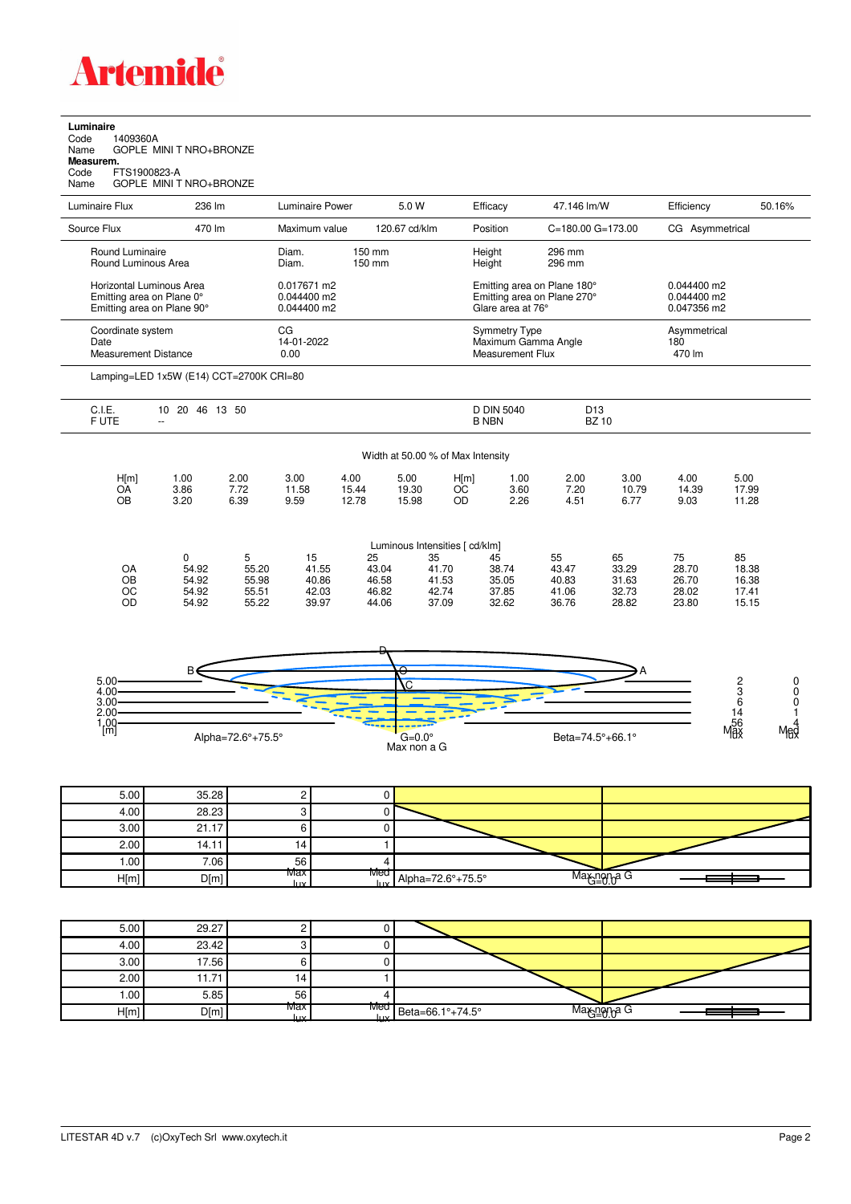Artemide

**Luminaire**
Code 1409360A
Name GOPLE MINI T NRO+BRONZE
**Measurem.**
Code FTS1900823-A
Name GOPLE MINI T NRO+BRONZE

| | | | | | | | |
|---|---|---|---|---|---|---|---|
| Luminaire Flux | 236 lm | Luminaire Power | 5.0 W | Efficacy | 47.146 lm/W | Efficiency | 50.16% |
| Source Flux | 470 lm | Maximum value | 120.67 cd/klm | Position | C=180.00 G=173.00 | CG | Asymmetrical |

| | | | | | |
|---|---|---|---|---|---|
| Round Luminaire | Diam. | 150 mm | Height | 296 mm | |
| Round Luminous Area | Diam. | 150 mm | Height | 296 mm | |
| Horizontal Luminous Area | 0.017671 m2 | | Emitting area on Plane 180° | | 0.044400 m2 |
| Emitting area on Plane 0° | 0.044400 m2 | | Emitting area on Plane 270° | | 0.044400 m2 |
| Emitting area on Plane 90° | 0.044400 m2 | | Glare area at 76° | | 0.047356 m2 |
| Coordinate system | CG | | Symmetry Type | | Asymmetrical |
| Date | 14-01-2022 | | Maximum Gamma Angle | | 180 |
| Measurement Distance | 0.00 | | Measurement Flux | | 470 lm |

Lamping=LED 1x5W (E14) CCT=2700K CRI=80

| | | | |
|---|---|---|---|
| C.I.E. | 10 20 46 13 50 | D DIN 5040 | D13 |
| F UTE | -- | B NBN | BZ 10 |

Width at 50.00 % of Max Intensity

| H[m] | 1.00 | 2.00 | 3.00 | 4.00 | 5.00 | H[m] | 1.00 | 2.00 | 3.00 | 4.00 | 5.00 |
|---|---|---|---|---|---|---|---|---|---|---|---|
| OA | 3.86 | 7.72 | 11.58 | 15.44 | 19.30 | OC | 3.60 | 7.20 | 10.79 | 14.39 | 17.99 |
| OB | 3.20 | 6.39 | 9.59 | 12.78 | 15.98 | OD | 2.26 | 4.51 | 6.77 | 9.03 | 11.28 |

Luminous Intensities [ cd/klm]

| | 0 | 5 | 15 | 25 | 35 | 45 | 55 | 65 | 75 | 85 |
|---|---|---|---|---|---|---|---|---|---|---|
| OA | 54.92 | 55.20 | 41.55 | 43.04 | 41.70 | 38.74 | 43.47 | 33.29 | 28.70 | 18.38 |
| OB | 54.92 | 55.98 | 40.86 | 46.58 | 41.53 | 35.05 | 40.83 | 31.63 | 26.70 | 16.38 |
| OC | 54.92 | 55.51 | 42.03 | 46.82 | 42.74 | 37.85 | 41.06 | 32.73 | 28.02 | 17.41 |
| OD | 54.92 | 55.22 | 39.97 | 44.06 | 37.09 | 32.62 | 36.76 | 28.82 | 23.80 | 15.15 |

D
B
A
O
C
5.00
4.00
3.00
2.00
1.00
[m]
2
3
6
14
56
Max
lux
0
0
0
1
4
Med
lux
Alpha=72.6°+75.5°
G=0.0°
Max non a G
Beta=74.5°+66.1°

| H[m] | D[m] | Max lux | Med lux |
|---|---|---|---|
| 5.00 | 35.28 | 2 | 0 |
| 4.00 | 28.23 | 3 | 0 |
| 3.00 | 21.17 | 6 | 0 |
| 2.00 | 14.11 | 14 | 1 |
| 1.00 | 7.06 | 56 | 4 |

Alpha=72.6°+75.5°
Max non a G
G=0.0

| H[m] | D[m] | Max lux | Med lux |
|---|---|---|---|
| 5.00 | 29.27 | 2 | 0 |
| 4.00 | 23.42 | 3 | 0 |
| 3.00 | 17.56 | 6 | 0 |
| 2.00 | 11.71 | 14 | 1 |
| 1.00 | 5.85 | 56 | 4 |

Beta=66.1°+74.5°
Max non a G
G=0.0

LITESTAR 4D v.7 (c)OxyTech Srl www.oxytech.it